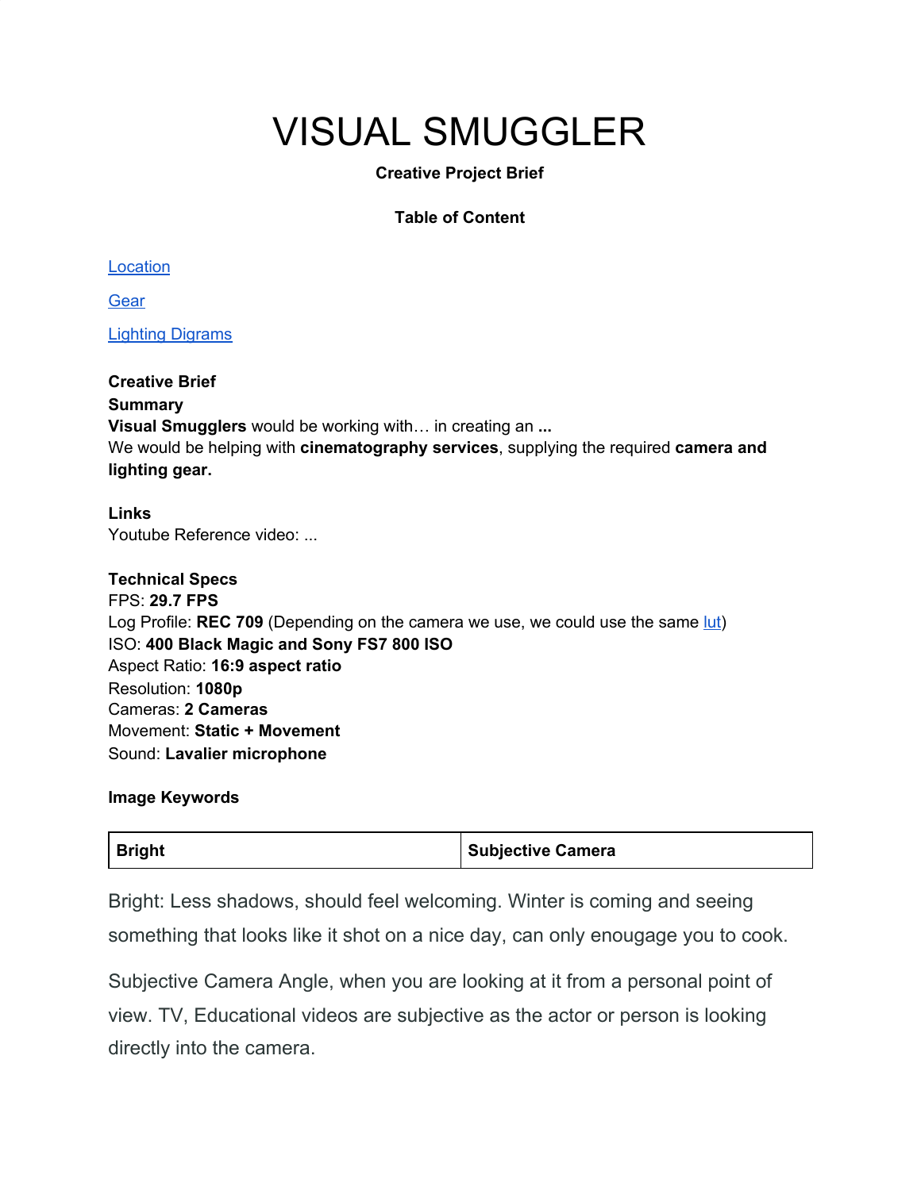# VISUAL SMUGGLER

**Creative Project Brief**

**Table of Content**

[Location]

[Gear]

[Lighting Digrams]

**Creative Brief**

**Summary**

**Visual Smugglers** would be working with… in creating an **...**
We would be helping with **cinematography services**, supplying the required **camera and lighting gear.**

**Links**

Youtube Reference video: ...

**Technical Specs**

FPS: **29.7 FPS**
Log Profile: **REC 709** (Depending on the camera we use, we could use the same [lut])
ISO: **400 Black Magic and Sony FS7 800 ISO**
Aspect Ratio: **16:9 aspect ratio**
Resolution: **1080p**
Cameras: **2 Cameras**
Movement: **Static + Movement**
Sound: **Lavalier microphone**

**Image Keywords**

| **Bright** | **Subjective Camera** |
|---|---|

Bright: Less shadows, should feel welcoming. Winter is coming and seeing something that looks like it shot on a nice day, can only enougage you to cook.

Subjective Camera Angle, when you are looking at it from a personal point of view. TV, Educational videos are subjective as the actor or person is looking directly into the camera.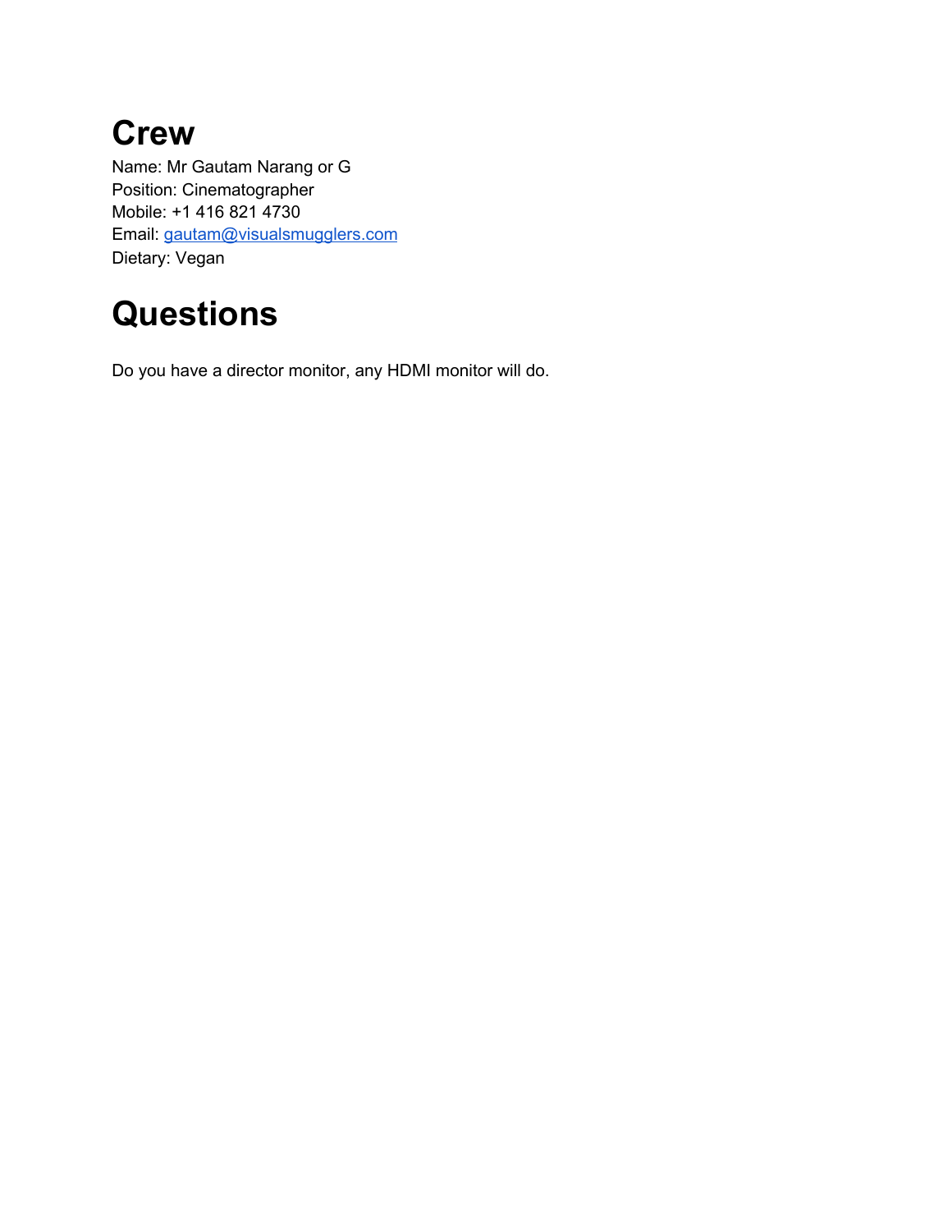# Crew

Name: Mr Gautam Narang or G
Position: Cinematographer
Mobile: +1 416 821 4730
Email: [gautam@visualsmugglers.com](mailto:gautam@visualsmugglers.com)
Dietary: Vegan

# Questions

Do you have a director monitor, any HDMI monitor will do.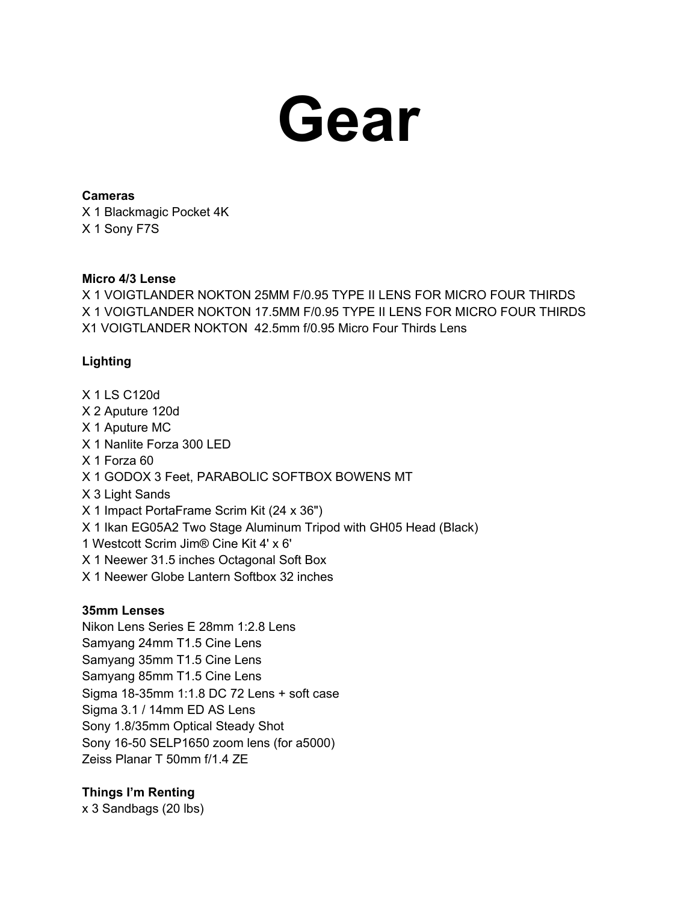# Gear

**Cameras**

X 1 Blackmagic Pocket 4K
X 1 Sony F7S

**Micro 4/3 Lense**

X 1 VOIGTLANDER NOKTON 25MM F/0.95 TYPE II LENS FOR MICRO FOUR THIRDS
X 1 VOIGTLANDER NOKTON 17.5MM F/0.95 TYPE II LENS FOR MICRO FOUR THIRDS
X1 VOIGTLANDER NOKTON 42.5mm f/0.95 Micro Four Thirds Lens

**Lighting**

X 1 LS C120d
X 2 Aputure 120d
X 1 Aputure MC
X 1 Nanlite Forza 300 LED
X 1 Forza 60
X 1 GODOX 3 Feet, PARABOLIC SOFTBOX BOWENS MT
X 3 Light Sands
X 1 Impact PortaFrame Scrim Kit (24 x 36")
X 1 Ikan EG05A2 Two Stage Aluminum Tripod with GH05 Head (Black)
1 Westcott Scrim Jim® Cine Kit 4' x 6'
X 1 Neewer 31.5 inches Octagonal Soft Box
X 1 Neewer Globe Lantern Softbox 32 inches

**35mm Lenses**

Nikon Lens Series E 28mm 1:2.8 Lens
Samyang 24mm T1.5 Cine Lens
Samyang 35mm T1.5 Cine Lens
Samyang 85mm T1.5 Cine Lens
Sigma 18-35mm 1:1.8 DC 72 Lens + soft case
Sigma 3.1 / 14mm ED AS Lens
Sony 1.8/35mm Optical Steady Shot
Sony 16-50 SELP1650 zoom lens (for a5000)
Zeiss Planar T 50mm f/1.4 ZE

**Things I'm Renting**

x 3 Sandbags (20 lbs)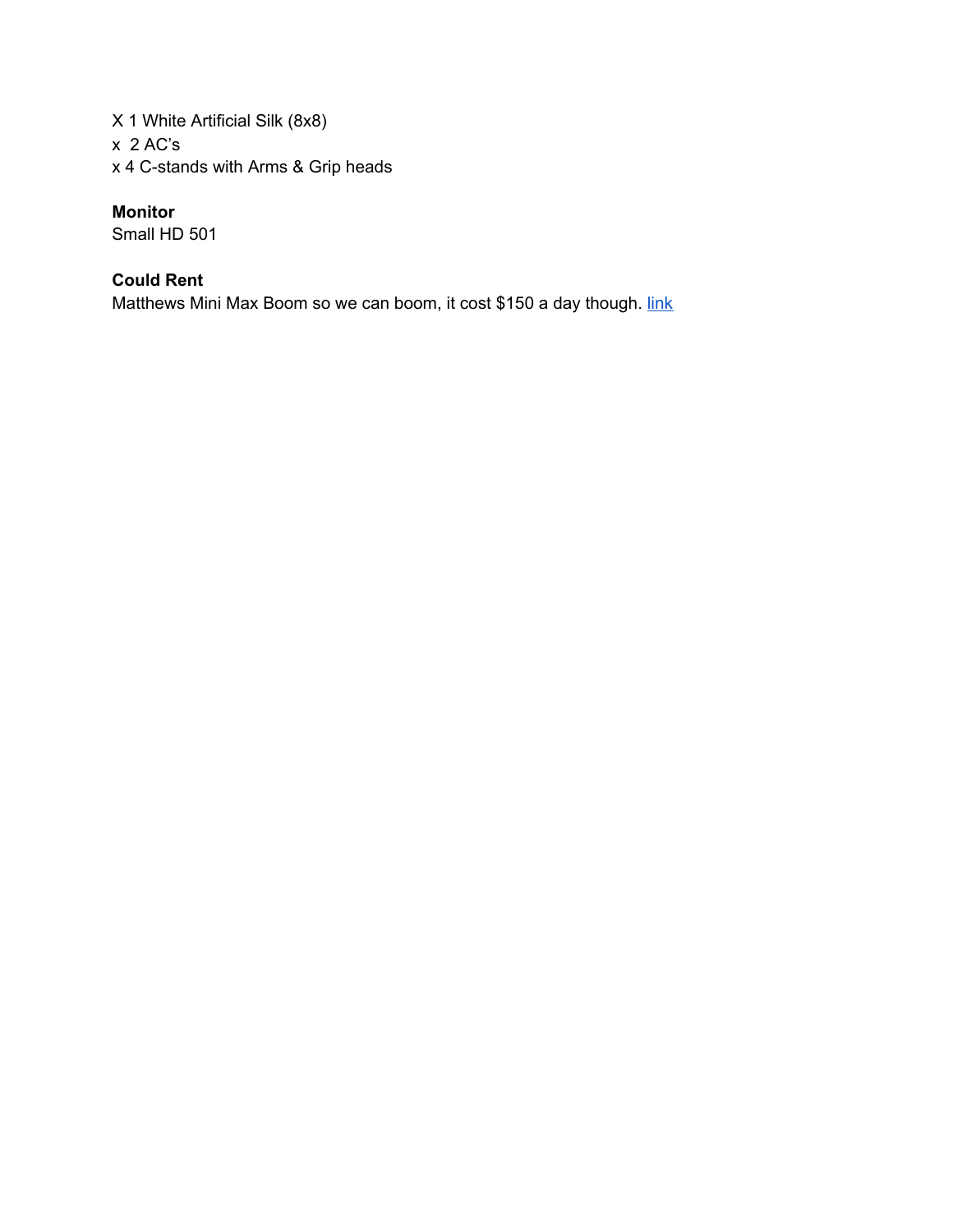X 1 White Artificial Silk (8x8)
x  2 AC's
x 4 C-stands with Arms & Grip heads

**Monitor**
Small HD 501

**Could Rent**
Matthews Mini Max Boom so we can boom, it cost $150 a day though. link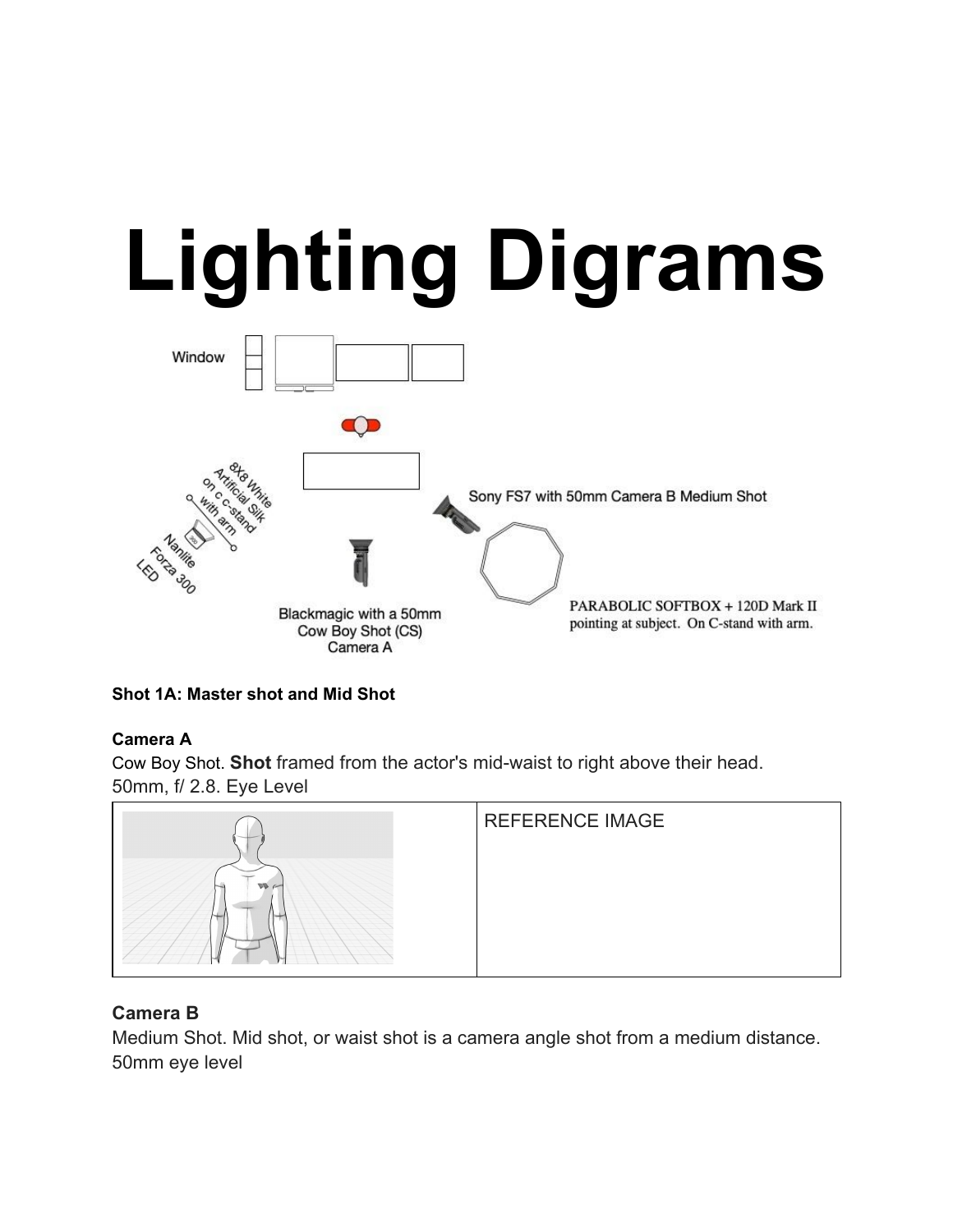# Lighting Digrams

Window

8X8 White Artificial Silk on c c-stand with arm

Nanlite Forza 300 LED

Sony FS7 with 50mm Camera B Medium Shot

Blackmagic with a 50mm Cow Boy Shot (CS) Camera A

PARABOLIC SOFTBOX + 120D Mark II pointing at subject. On C-stand with arm.

**Shot 1A: Master shot and Mid Shot**

**Camera A**

Cow Boy Shot. **Shot** framed from the actor's mid-waist to right above their head.
50mm, f/ 2.8. Eye Level

| | REFERENCE IMAGE |
|---|---|

**Camera B**

Medium Shot. Mid shot, or waist shot is a camera angle shot from a medium distance.
50mm eye level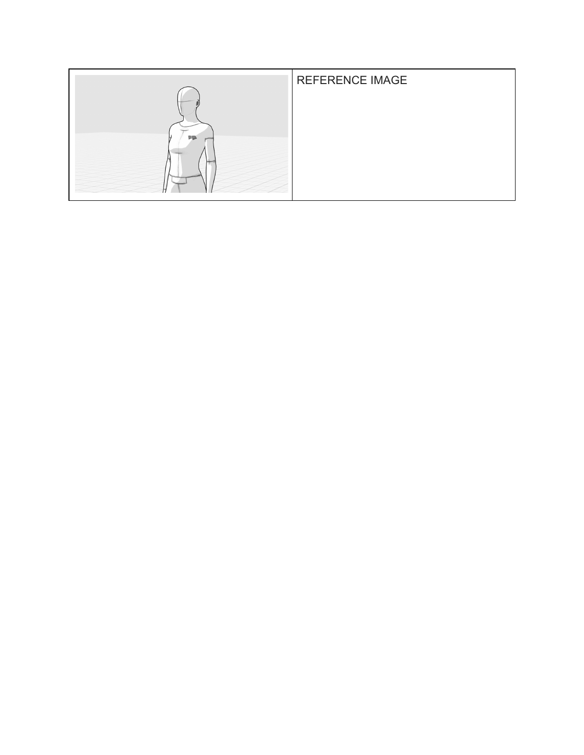| | |
|---|---|
| | REFERENCE IMAGE |